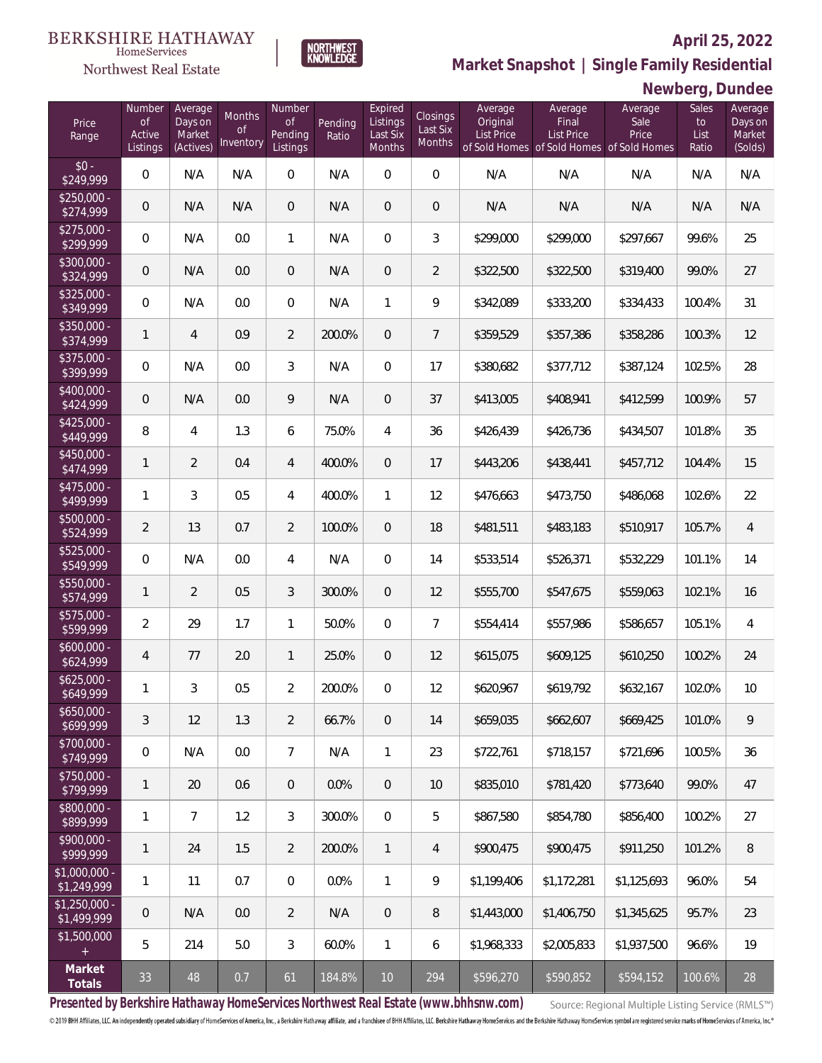BERKSHIRE HATHAWAY HomeServices Northwest Real Estate

NORTHWEST KNOWLEDGE

**April 25, 2022**

**Market Snapshot | Single Family Residential**

**Newberg, Dundee**

| Price Range | Number of Active Listings | Average Days on Market (Actives) | Months of Inventory | Number of Pending Listings | Pending Ratio | Expired Listings Last Six Months | Closings Last Six Months | Average Original List Price of Sold Homes | Average Final List Price of Sold Homes | Average Sale Price of Sold Homes | Sales to List Ratio | Average Days on Market (Solds) |
|---|---|---|---|---|---|---|---|---|---|---|---|---|
| $0 - $249,999 | 0 | N/A | N/A | 0 | N/A | 0 | 0 | N/A | N/A | N/A | N/A | N/A |
| $250,000 - $274,999 | 0 | N/A | N/A | 0 | N/A | 0 | 0 | N/A | N/A | N/A | N/A | N/A |
| $275,000 - $299,999 | 0 | N/A | 0.0 | 1 | N/A | 0 | 3 | $299,000 | $299,000 | $297,667 | 99.6% | 25 |
| $300,000 - $324,999 | 0 | N/A | 0.0 | 0 | N/A | 0 | 2 | $322,500 | $322,500 | $319,400 | 99.0% | 27 |
| $325,000 - $349,999 | 0 | N/A | 0.0 | 0 | N/A | 1 | 9 | $342,089 | $333,200 | $334,433 | 100.4% | 31 |
| $350,000 - $374,999 | 1 | 4 | 0.9 | 2 | 200.0% | 0 | 7 | $359,529 | $357,386 | $358,286 | 100.3% | 12 |
| $375,000 - $399,999 | 0 | N/A | 0.0 | 3 | N/A | 0 | 17 | $380,682 | $377,712 | $387,124 | 102.5% | 28 |
| $400,000 - $424,999 | 0 | N/A | 0.0 | 9 | N/A | 0 | 37 | $413,005 | $408,941 | $412,599 | 100.9% | 57 |
| $425,000 - $449,999 | 8 | 4 | 1.3 | 6 | 75.0% | 4 | 36 | $426,439 | $426,736 | $434,507 | 101.8% | 35 |
| $450,000 - $474,999 | 1 | 2 | 0.4 | 4 | 400.0% | 0 | 17 | $443,206 | $438,441 | $457,712 | 104.4% | 15 |
| $475,000 - $499,999 | 1 | 3 | 0.5 | 4 | 400.0% | 1 | 12 | $476,663 | $473,750 | $486,068 | 102.6% | 22 |
| $500,000 - $524,999 | 2 | 13 | 0.7 | 2 | 100.0% | 0 | 18 | $481,511 | $483,183 | $510,917 | 105.7% | 4 |
| $525,000 - $549,999 | 0 | N/A | 0.0 | 4 | N/A | 0 | 14 | $533,514 | $526,371 | $532,229 | 101.1% | 14 |
| $550,000 - $574,999 | 1 | 2 | 0.5 | 3 | 300.0% | 0 | 12 | $555,700 | $547,675 | $559,063 | 102.1% | 16 |
| $575,000 - $599,999 | 2 | 29 | 1.7 | 1 | 50.0% | 0 | 7 | $554,414 | $557,986 | $586,657 | 105.1% | 4 |
| $600,000 - $624,999 | 4 | 77 | 2.0 | 1 | 25.0% | 0 | 12 | $615,075 | $609,125 | $610,250 | 100.2% | 24 |
| $625,000 - $649,999 | 1 | 3 | 0.5 | 2 | 200.0% | 0 | 12 | $620,967 | $619,792 | $632,167 | 102.0% | 10 |
| $650,000 - $699,999 | 3 | 12 | 1.3 | 2 | 66.7% | 0 | 14 | $659,035 | $662,607 | $669,425 | 101.0% | 9 |
| $700,000 - $749,999 | 0 | N/A | 0.0 | 7 | N/A | 1 | 23 | $722,761 | $718,157 | $721,696 | 100.5% | 36 |
| $750,000 - $799,999 | 1 | 20 | 0.6 | 0 | 0.0% | 0 | 10 | $835,010 | $781,420 | $773,640 | 99.0% | 47 |
| $800,000 - $899,999 | 1 | 7 | 1.2 | 3 | 300.0% | 0 | 5 | $867,580 | $854,780 | $856,400 | 100.2% | 27 |
| $900,000 - $999,999 | 1 | 24 | 1.5 | 2 | 200.0% | 1 | 4 | $900,475 | $900,475 | $911,250 | 101.2% | 8 |
| $1,000,000 - $1,249,999 | 1 | 11 | 0.7 | 0 | 0.0% | 1 | 9 | $1,199,406 | $1,172,281 | $1,125,693 | 96.0% | 54 |
| $1,250,000 - $1,499,999 | 0 | N/A | 0.0 | 2 | N/A | 0 | 8 | $1,443,000 | $1,406,750 | $1,345,625 | 95.7% | 23 |
| $1,500,000 + | 5 | 214 | 5.0 | 3 | 60.0% | 1 | 6 | $1,968,333 | $2,005,833 | $1,937,500 | 96.6% | 19 |
| **Market Totals** | 33 | 48 | 0.7 | 61 | 184.8% | 10 | 294 | $596,270 | $590,852 | $594,152 | 100.6% | 28 |

**Presented by Berkshire Hathaway HomeServices Northwest Real Estate (www.bhhsnw.com)**

Source: Regional Multiple Listing Service (RMLS™)

© 2019 BHH Affiliates, LLC. An independently operated subsidiary of HomeServices of America, Inc., a Berkshire Hathaway affiliate, and a franchisee of BHH Affiliates, LLC. Berkshire Hathaway HomeServices and the Berkshire Hathaway HomeServices symbol are registered service marks of HomeServices of America, Inc.®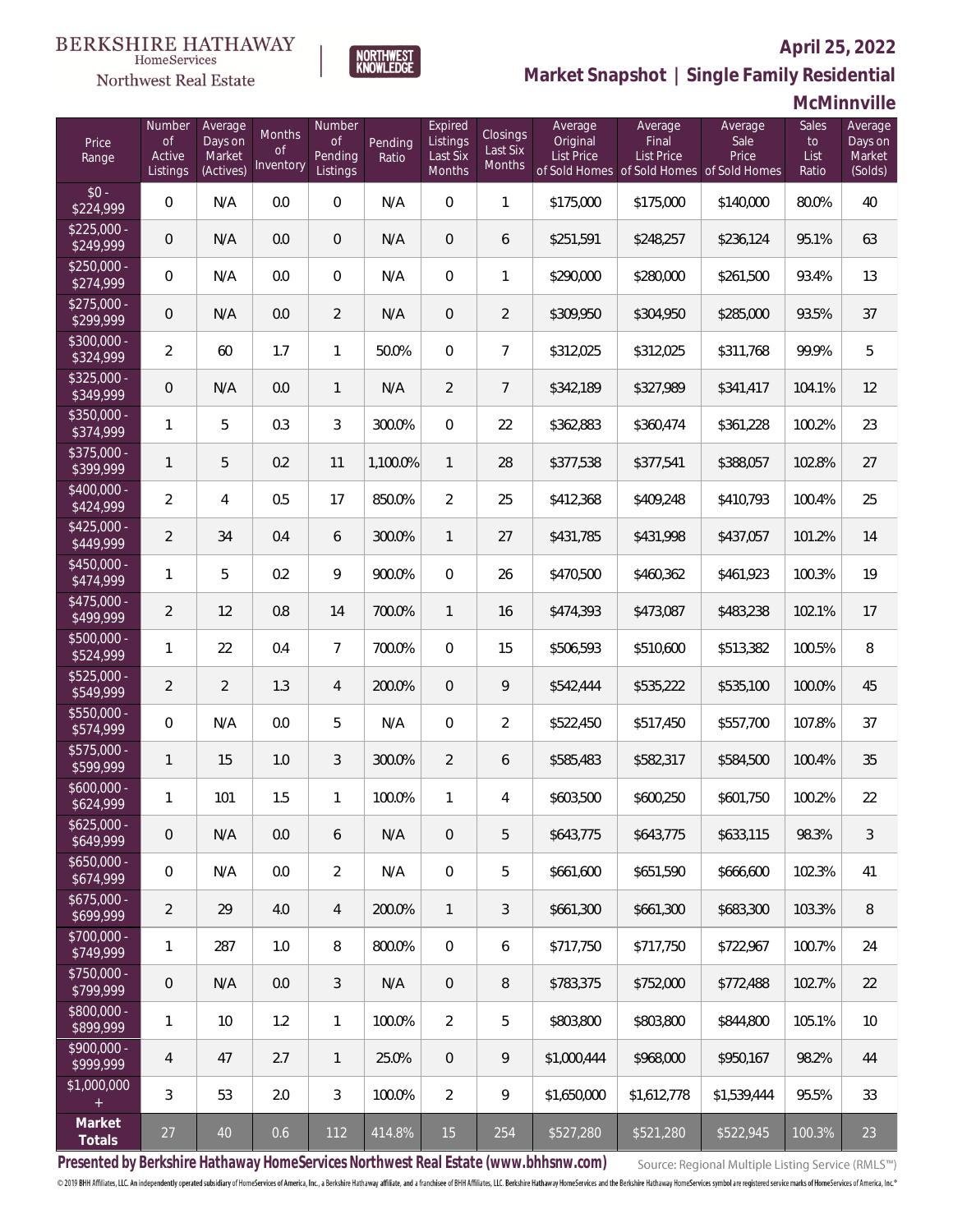BERKSHIRE HATHAWAY HomeServices Northwest Real Estate

NORTHWEST KNOWLEDGE

## April 25, 2022

## Market Snapshot | Single Family Residential

### McMinnville

| Price Range | Number of Active Listings | Average Days on Market (Actives) | Months of Inventory | Number of Pending Listings | Pending Ratio | Expired Listings Last Six Months | Closings Last Six Months | Average Original List Price of Sold Homes | Average Final List Price of Sold Homes | Average Sale Price of Sold Homes | Sales to List Ratio | Average Days on Market (Solds) |
|---|---|---|---|---|---|---|---|---|---|---|---|---|
| $0 - $224,999 | 0 | N/A | 0.0 | 0 | N/A | 0 | 1 | $175,000 | $175,000 | $140,000 | 80.0% | 40 |
| $225,000 - $249,999 | 0 | N/A | 0.0 | 0 | N/A | 0 | 6 | $251,591 | $248,257 | $236,124 | 95.1% | 63 |
| $250,000 - $274,999 | 0 | N/A | 0.0 | 0 | N/A | 0 | 1 | $290,000 | $280,000 | $261,500 | 93.4% | 13 |
| $275,000 - $299,999 | 0 | N/A | 0.0 | 2 | N/A | 0 | 2 | $309,950 | $304,950 | $285,000 | 93.5% | 37 |
| $300,000 - $324,999 | 2 | 60 | 1.7 | 1 | 50.0% | 0 | 7 | $312,025 | $312,025 | $311,768 | 99.9% | 5 |
| $325,000 - $349,999 | 0 | N/A | 0.0 | 1 | N/A | 2 | 7 | $342,189 | $327,989 | $341,417 | 104.1% | 12 |
| $350,000 - $374,999 | 1 | 5 | 0.3 | 3 | 300.0% | 0 | 22 | $362,883 | $360,474 | $361,228 | 100.2% | 23 |
| $375,000 - $399,999 | 1 | 5 | 0.2 | 11 | 1,100.0% | 1 | 28 | $377,538 | $377,541 | $388,057 | 102.8% | 27 |
| $400,000 - $424,999 | 2 | 4 | 0.5 | 17 | 850.0% | 2 | 25 | $412,368 | $409,248 | $410,793 | 100.4% | 25 |
| $425,000 - $449,999 | 2 | 34 | 0.4 | 6 | 300.0% | 1 | 27 | $431,785 | $431,998 | $437,057 | 101.2% | 14 |
| $450,000 - $474,999 | 1 | 5 | 0.2 | 9 | 900.0% | 0 | 26 | $470,500 | $460,362 | $461,923 | 100.3% | 19 |
| $475,000 - $499,999 | 2 | 12 | 0.8 | 14 | 700.0% | 1 | 16 | $474,393 | $473,087 | $483,238 | 102.1% | 17 |
| $500,000 - $524,999 | 1 | 22 | 0.4 | 7 | 700.0% | 0 | 15 | $506,593 | $510,600 | $513,382 | 100.5% | 8 |
| $525,000 - $549,999 | 2 | 2 | 1.3 | 4 | 200.0% | 0 | 9 | $542,444 | $535,222 | $535,100 | 100.0% | 45 |
| $550,000 - $574,999 | 0 | N/A | 0.0 | 5 | N/A | 0 | 2 | $522,450 | $517,450 | $557,700 | 107.8% | 37 |
| $575,000 - $599,999 | 1 | 15 | 1.0 | 3 | 300.0% | 2 | 6 | $585,483 | $582,317 | $584,500 | 100.4% | 35 |
| $600,000 - $624,999 | 1 | 101 | 1.5 | 1 | 100.0% | 1 | 4 | $603,500 | $600,250 | $601,750 | 100.2% | 22 |
| $625,000 - $649,999 | 0 | N/A | 0.0 | 6 | N/A | 0 | 5 | $643,775 | $643,775 | $633,115 | 98.3% | 3 |
| $650,000 - $674,999 | 0 | N/A | 0.0 | 2 | N/A | 0 | 5 | $661,600 | $651,590 | $666,600 | 102.3% | 41 |
| $675,000 - $699,999 | 2 | 29 | 4.0 | 4 | 200.0% | 1 | 3 | $661,300 | $661,300 | $683,300 | 103.3% | 8 |
| $700,000 - $749,999 | 1 | 287 | 1.0 | 8 | 800.0% | 0 | 6 | $717,750 | $717,750 | $722,967 | 100.7% | 24 |
| $750,000 - $799,999 | 0 | N/A | 0.0 | 3 | N/A | 0 | 8 | $783,375 | $752,000 | $772,488 | 102.7% | 22 |
| $800,000 - $899,999 | 1 | 10 | 1.2 | 1 | 100.0% | 2 | 5 | $803,800 | $803,800 | $844,800 | 105.1% | 10 |
| $900,000 - $999,999 | 4 | 47 | 2.7 | 1 | 25.0% | 0 | 9 | $1,000,444 | $968,000 | $950,167 | 98.2% | 44 |
| $1,000,000 + | 3 | 53 | 2.0 | 3 | 100.0% | 2 | 9 | $1,650,000 | $1,612,778 | $1,539,444 | 95.5% | 33 |
| **Market Totals** | 27 | 40 | 0.6 | 112 | 414.8% | 15 | 254 | $527,280 | $521,280 | $522,945 | 100.3% | 23 |

**Presented by Berkshire Hathaway HomeServices Northwest Real Estate (www.bhhsnw.com)**

Source: Regional Multiple Listing Service (RMLS™)

© 2019 BHH Affiliates, LLC. An independently operated subsidiary of HomeServices of America, Inc., a Berkshire Hathaway affiliate, and a franchisee of BHH Affiliates, LLC. Berkshire Hathaway HomeServices and the Berkshire Hathaway HomeServices symbol are registered service marks of HomeServices of America, Inc.®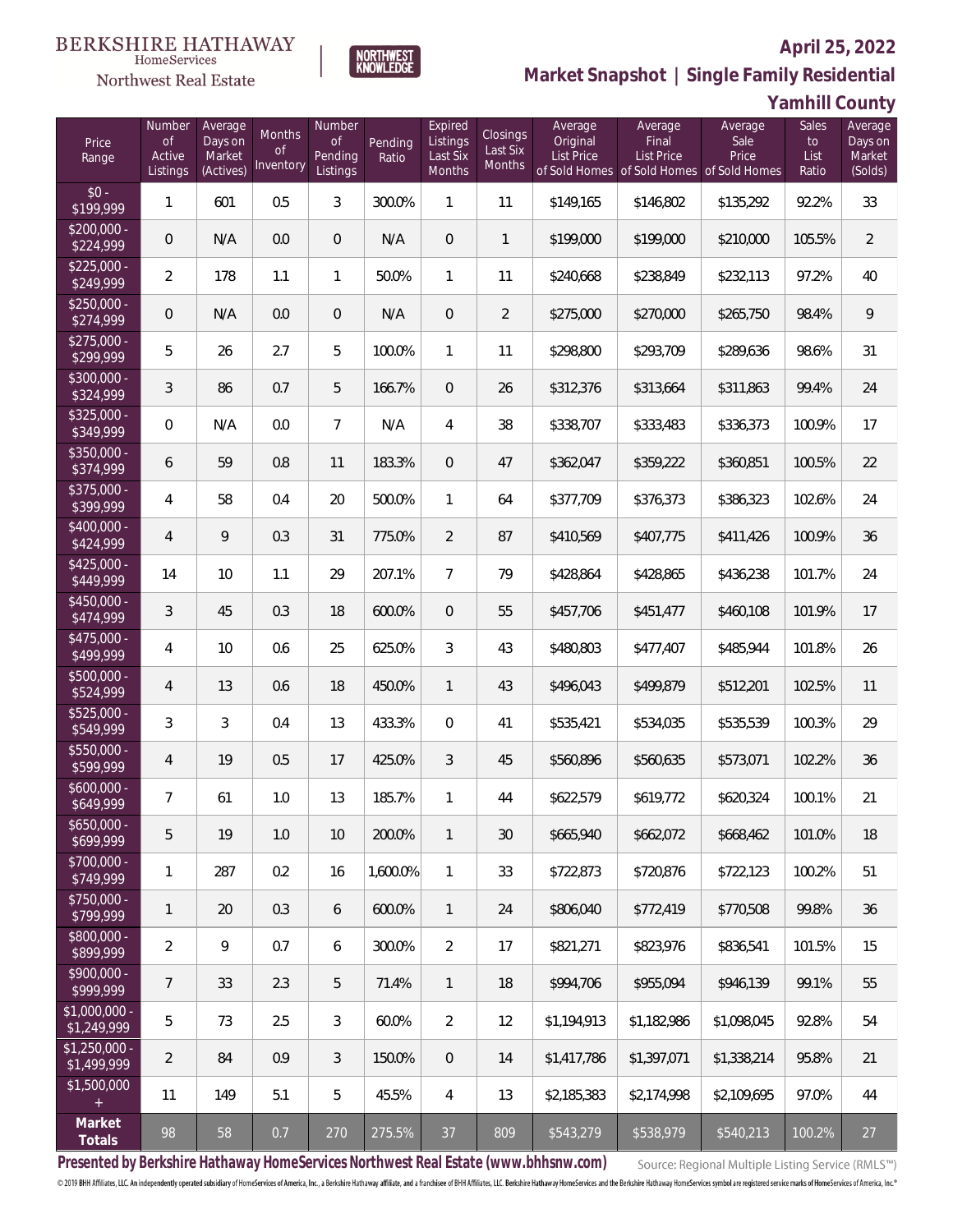BERKSHIRE HATHAWAY HomeServices Northwest Real Estate

NORTHWEST KNOWLEDGE

**April 25, 2022**

## Market Snapshot | Single Family Residential

### Yamhill County

| Price Range | Number of Active Listings | Average Days on Market (Actives) | Months of Inventory | Number of Pending Listings | Pending Ratio | Expired Listings Last Six Months | Closings Last Six Months | Average Original List Price of Sold Homes | Average Final List Price of Sold Homes | Average Sale Price of Sold Homes | Sales to List Ratio | Average Days on Market (Solds) |
|---|---|---|---|---|---|---|---|---|---|---|---|---|
| $0 - $199,999 | 1 | 601 | 0.5 | 3 | 300.0% | 1 | 11 | $149,165 | $146,802 | $135,292 | 92.2% | 33 |
| $200,000 - $224,999 | 0 | N/A | 0.0 | 0 | N/A | 0 | 1 | $199,000 | $199,000 | $210,000 | 105.5% | 2 |
| $225,000 - $249,999 | 2 | 178 | 1.1 | 1 | 50.0% | 1 | 11 | $240,668 | $238,849 | $232,113 | 97.2% | 40 |
| $250,000 - $274,999 | 0 | N/A | 0.0 | 0 | N/A | 0 | 2 | $275,000 | $270,000 | $265,750 | 98.4% | 9 |
| $275,000 - $299,999 | 5 | 26 | 2.7 | 5 | 100.0% | 1 | 11 | $298,800 | $293,709 | $289,636 | 98.6% | 31 |
| $300,000 - $324,999 | 3 | 86 | 0.7 | 5 | 166.7% | 0 | 26 | $312,376 | $313,664 | $311,863 | 99.4% | 24 |
| $325,000 - $349,999 | 0 | N/A | 0.0 | 7 | N/A | 4 | 38 | $338,707 | $333,483 | $336,373 | 100.9% | 17 |
| $350,000 - $374,999 | 6 | 59 | 0.8 | 11 | 183.3% | 0 | 47 | $362,047 | $359,222 | $360,851 | 100.5% | 22 |
| $375,000 - $399,999 | 4 | 58 | 0.4 | 20 | 500.0% | 1 | 64 | $377,709 | $376,373 | $386,323 | 102.6% | 24 |
| $400,000 - $424,999 | 4 | 9 | 0.3 | 31 | 775.0% | 2 | 87 | $410,569 | $407,775 | $411,426 | 100.9% | 36 |
| $425,000 - $449,999 | 14 | 10 | 1.1 | 29 | 207.1% | 7 | 79 | $428,864 | $428,865 | $436,238 | 101.7% | 24 |
| $450,000 - $474,999 | 3 | 45 | 0.3 | 18 | 600.0% | 0 | 55 | $457,706 | $451,477 | $460,108 | 101.9% | 17 |
| $475,000 - $499,999 | 4 | 10 | 0.6 | 25 | 625.0% | 3 | 43 | $480,803 | $477,407 | $485,944 | 101.8% | 26 |
| $500,000 - $524,999 | 4 | 13 | 0.6 | 18 | 450.0% | 1 | 43 | $496,043 | $499,879 | $512,201 | 102.5% | 11 |
| $525,000 - $549,999 | 3 | 3 | 0.4 | 13 | 433.3% | 0 | 41 | $535,421 | $534,035 | $535,539 | 100.3% | 29 |
| $550,000 - $599,999 | 4 | 19 | 0.5 | 17 | 425.0% | 3 | 45 | $560,896 | $560,635 | $573,071 | 102.2% | 36 |
| $600,000 - $649,999 | 7 | 61 | 1.0 | 13 | 185.7% | 1 | 44 | $622,579 | $619,772 | $620,324 | 100.1% | 21 |
| $650,000 - $699,999 | 5 | 19 | 1.0 | 10 | 200.0% | 1 | 30 | $665,940 | $662,072 | $668,462 | 101.0% | 18 |
| $700,000 - $749,999 | 1 | 287 | 0.2 | 16 | 1,600.0% | 1 | 33 | $722,873 | $720,876 | $722,123 | 100.2% | 51 |
| $750,000 - $799,999 | 1 | 20 | 0.3 | 6 | 600.0% | 1 | 24 | $806,040 | $772,419 | $770,508 | 99.8% | 36 |
| $800,000 - $899,999 | 2 | 9 | 0.7 | 6 | 300.0% | 2 | 17 | $821,271 | $823,976 | $836,541 | 101.5% | 15 |
| $900,000 - $999,999 | 7 | 33 | 2.3 | 5 | 71.4% | 1 | 18 | $994,706 | $955,094 | $946,139 | 99.1% | 55 |
| $1,000,000 - $1,249,999 | 5 | 73 | 2.5 | 3 | 60.0% | 2 | 12 | $1,194,913 | $1,182,986 | $1,098,045 | 92.8% | 54 |
| $1,250,000 - $1,499,999 | 2 | 84 | 0.9 | 3 | 150.0% | 0 | 14 | $1,417,786 | $1,397,071 | $1,338,214 | 95.8% | 21 |
| $1,500,000 + | 11 | 149 | 5.1 | 5 | 45.5% | 4 | 13 | $2,185,383 | $2,174,998 | $2,109,695 | 97.0% | 44 |
| **Market Totals** | 98 | 58 | 0.7 | 270 | 275.5% | 37 | 809 | $543,279 | $538,979 | $540,213 | 100.2% | 27 |

**Presented by Berkshire Hathaway HomeServices Northwest Real Estate (www.bhhsnw.com)**

Source: Regional Multiple Listing Service (RMLS™)

© 2019 BHH Affiliates, LLC. An independently operated subsidiary of HomeServices of America, Inc., a Berkshire Hathaway affiliate, and a franchisee of BHH Affiliates, LLC. Berkshire Hathaway HomeServices and the Berkshire Hathaway HomeServices symbol are registered service marks of HomeServices of America, Inc.®